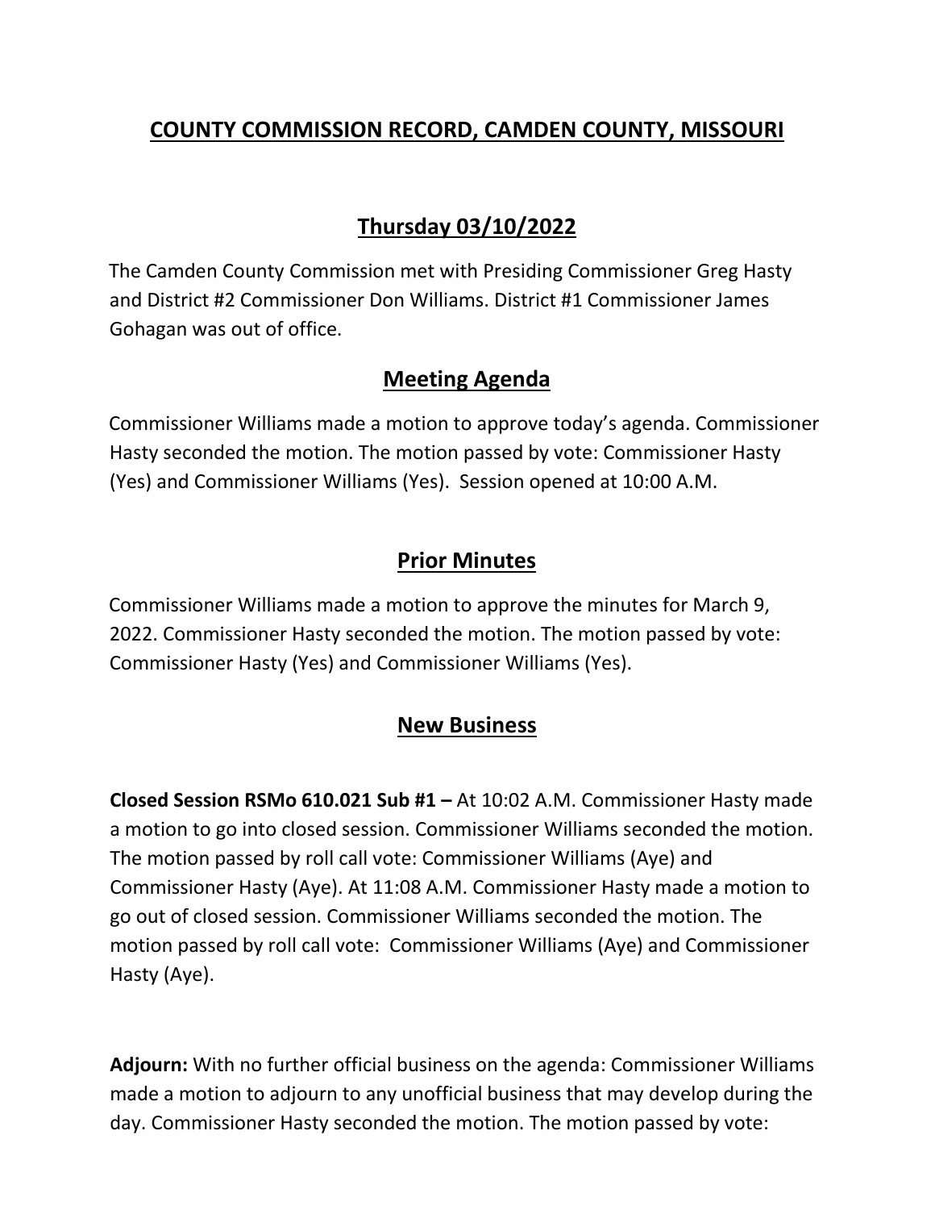# COUNTY COMMISSION RECORD, CAMDEN COUNTY, MISSOURI

## Thursday 03/10/2022

The Camden County Commission met with Presiding Commissioner Greg Hasty and District #2 Commissioner Don Williams. District #1 Commissioner James Gohagan was out of office.

## Meeting Agenda

Commissioner Williams made a motion to approve today's agenda. Commissioner Hasty seconded the motion. The motion passed by vote: Commissioner Hasty (Yes) and Commissioner Williams (Yes). Session opened at 10:00 A.M.

## Prior Minutes

Commissioner Williams made a motion to approve the minutes for March 9, 2022. Commissioner Hasty seconded the motion. The motion passed by vote: Commissioner Hasty (Yes) and Commissioner Williams (Yes).

## New Business

**Closed Session RSMo 610.021 Sub #1 –** At 10:02 A.M. Commissioner Hasty made a motion to go into closed session. Commissioner Williams seconded the motion. The motion passed by roll call vote: Commissioner Williams (Aye) and Commissioner Hasty (Aye). At 11:08 A.M. Commissioner Hasty made a motion to go out of closed session. Commissioner Williams seconded the motion. The motion passed by roll call vote: Commissioner Williams (Aye) and Commissioner Hasty (Aye).

**Adjourn:** With no further official business on the agenda: Commissioner Williams made a motion to adjourn to any unofficial business that may develop during the day. Commissioner Hasty seconded the motion. The motion passed by vote: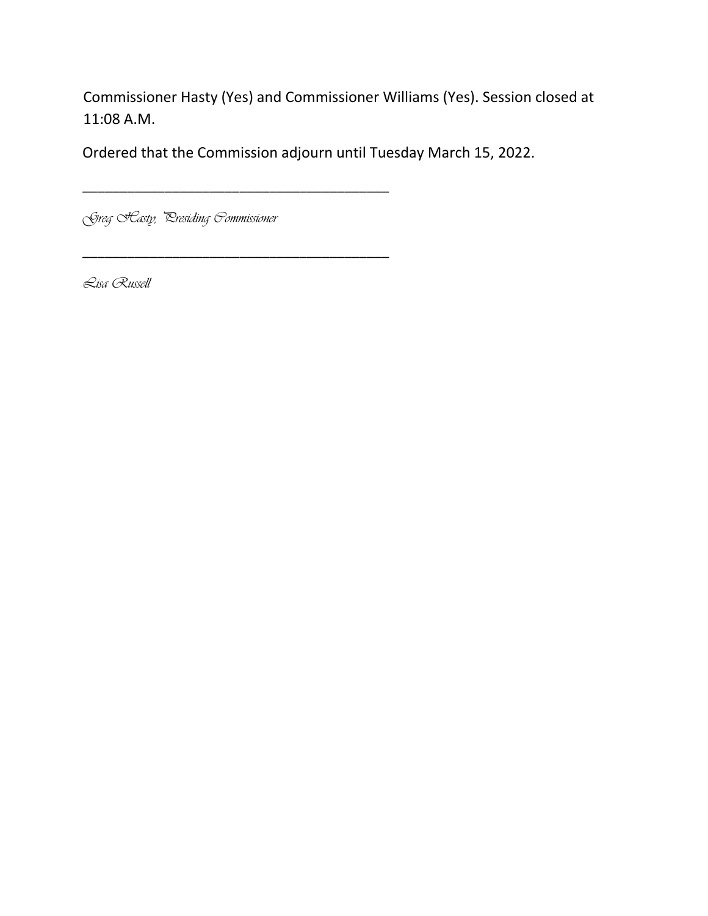Commissioner Hasty (Yes) and Commissioner Williams (Yes). Session closed at 11:08 A.M.

Ordered that the Commission adjourn until Tuesday March 15, 2022.

\_\_\_\_\_\_\_\_\_\_\_\_\_\_\_\_\_\_\_\_\_\_\_\_\_\_\_\_\_\_\_\_\_\_\_\_\_\_\_\_

*Greg Hasty, Presiding Commissioner*

\_\_\_\_\_\_\_\_\_\_\_\_\_\_\_\_\_\_\_\_\_\_\_\_\_\_\_\_\_\_\_\_\_\_\_\_\_\_\_\_

*Lisa Russell*